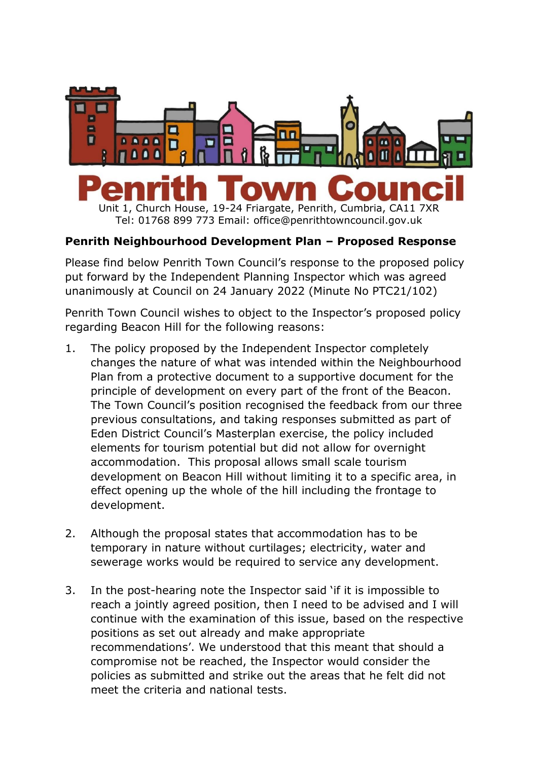# Penrith Town Council

Unit 1, Church House, 19-24 Friargate, Penrith, Cumbria, CA11 7XR
Tel: 01768 899 773 Email: office@penrithtowncouncil.gov.uk

**Penrith Neighbourhood Development Plan – Proposed Response**

Please find below Penrith Town Council's response to the proposed policy put forward by the Independent Planning Inspector which was agreed unanimously at Council on 24 January 2022 (Minute No PTC21/102)

Penrith Town Council wishes to object to the Inspector's proposed policy regarding Beacon Hill for the following reasons:

1. The policy proposed by the Independent Inspector completely changes the nature of what was intended within the Neighbourhood Plan from a protective document to a supportive document for the principle of development on every part of the front of the Beacon. The Town Council's position recognised the feedback from our three previous consultations, and taking responses submitted as part of Eden District Council's Masterplan exercise, the policy included elements for tourism potential but did not allow for overnight accommodation. This proposal allows small scale tourism development on Beacon Hill without limiting it to a specific area, in effect opening up the whole of the hill including the frontage to development.

2. Although the proposal states that accommodation has to be temporary in nature without curtilages; electricity, water and sewerage works would be required to service any development.

3. In the post-hearing note the Inspector said 'if it is impossible to reach a jointly agreed position, then I need to be advised and I will continue with the examination of this issue, based on the respective positions as set out already and make appropriate recommendations'. We understood that this meant that should a compromise not be reached, the Inspector would consider the policies as submitted and strike out the areas that he felt did not meet the criteria and national tests.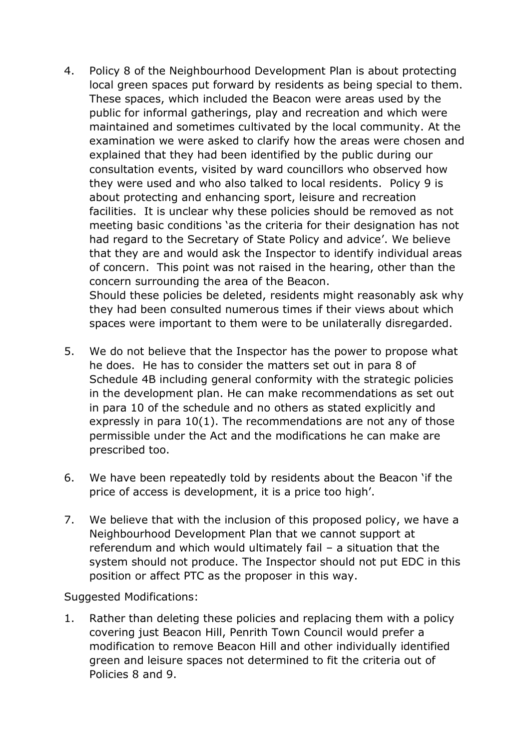4. Policy 8 of the Neighbourhood Development Plan is about protecting local green spaces put forward by residents as being special to them. These spaces, which included the Beacon were areas used by the public for informal gatherings, play and recreation and which were maintained and sometimes cultivated by the local community. At the examination we were asked to clarify how the areas were chosen and explained that they had been identified by the public during our consultation events, visited by ward councillors who observed how they were used and who also talked to local residents. Policy 9 is about protecting and enhancing sport, leisure and recreation facilities. It is unclear why these policies should be removed as not meeting basic conditions 'as the criteria for their designation has not had regard to the Secretary of State Policy and advice'. We believe that they are and would ask the Inspector to identify individual areas of concern. This point was not raised in the hearing, other than the concern surrounding the area of the Beacon.
   Should these policies be deleted, residents might reasonably ask why they had been consulted numerous times if their views about which spaces were important to them were to be unilaterally disregarded.

5. We do not believe that the Inspector has the power to propose what he does. He has to consider the matters set out in para 8 of Schedule 4B including general conformity with the strategic policies in the development plan. He can make recommendations as set out in para 10 of the schedule and no others as stated explicitly and expressly in para 10(1). The recommendations are not any of those permissible under the Act and the modifications he can make are prescribed too.

6. We have been repeatedly told by residents about the Beacon 'if the price of access is development, it is a price too high'.

7. We believe that with the inclusion of this proposed policy, we have a Neighbourhood Development Plan that we cannot support at referendum and which would ultimately fail – a situation that the system should not produce. The Inspector should not put EDC in this position or affect PTC as the proposer in this way.

Suggested Modifications:

1. Rather than deleting these policies and replacing them with a policy covering just Beacon Hill, Penrith Town Council would prefer a modification to remove Beacon Hill and other individually identified green and leisure spaces not determined to fit the criteria out of Policies 8 and 9.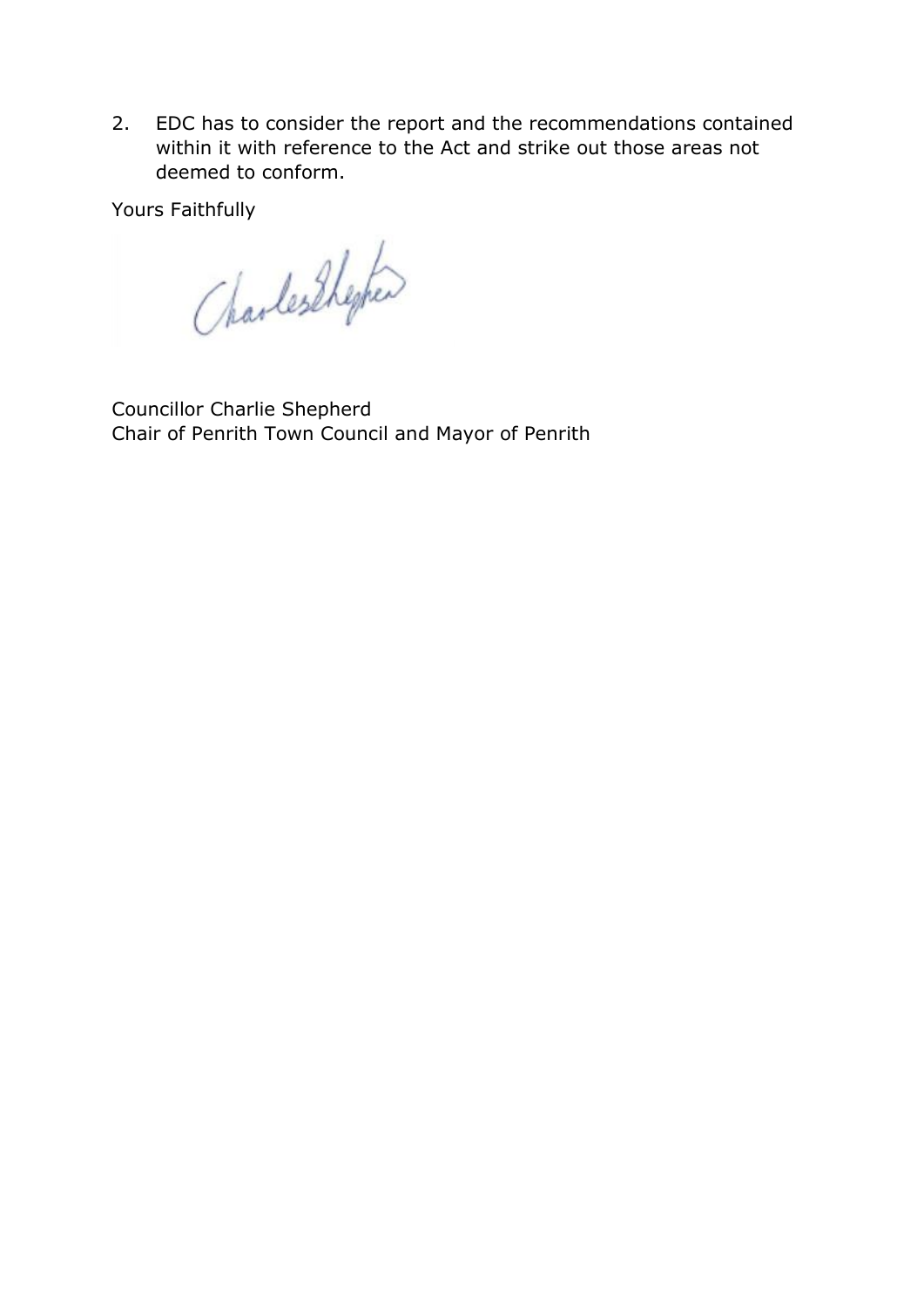2. EDC has to consider the report and the recommendations contained within it with reference to the Act and strike out those areas not deemed to conform.

Yours Faithfully

Councillor Charlie Shepherd
Chair of Penrith Town Council and Mayor of Penrith